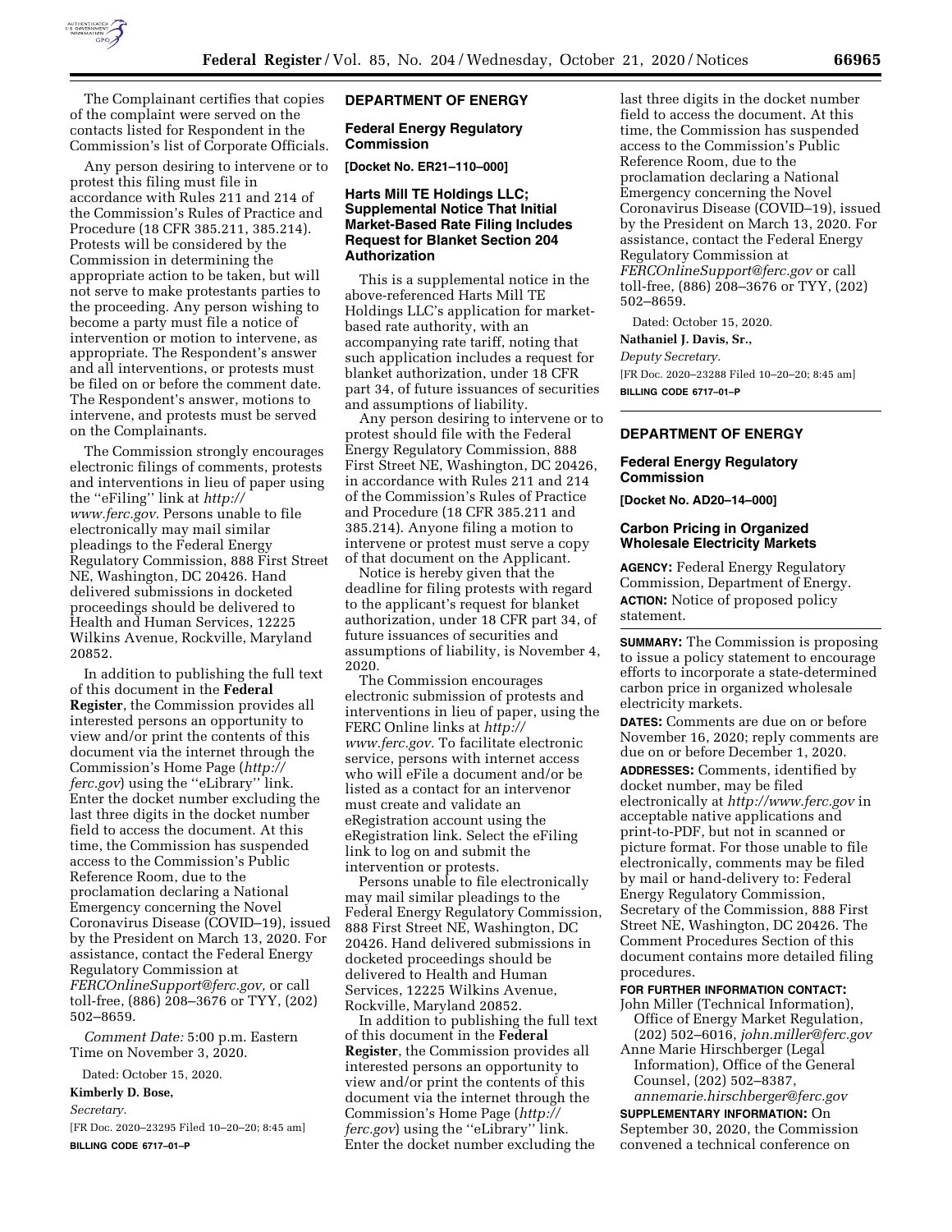The Complainant certifies that copies of the complaint were served on the contacts listed for Respondent in the Commission's list of Corporate Officials.

Any person desiring to intervene or to protest this filing must file in accordance with Rules 211 and 214 of the Commission's Rules of Practice and Procedure (18 CFR 385.211, 385.214). Protests will be considered by the Commission in determining the appropriate action to be taken, but will not serve to make protestants parties to the proceeding. Any person wishing to become a party must file a notice of intervention or motion to intervene, as appropriate. The Respondent's answer and all interventions, or protests must be filed on or before the comment date. The Respondent's answer, motions to intervene, and protests must be served on the Complainants.

The Commission strongly encourages electronic filings of comments, protests and interventions in lieu of paper using the ''eFiling'' link at *http://www.ferc.gov.* Persons unable to file electronically may mail similar pleadings to the Federal Energy Regulatory Commission, 888 First Street NE, Washington, DC 20426. Hand delivered submissions in docketed proceedings should be delivered to Health and Human Services, 12225 Wilkins Avenue, Rockville, Maryland 20852.

In addition to publishing the full text of this document in the **Federal Register**, the Commission provides all interested persons an opportunity to view and/or print the contents of this document via the internet through the Commission's Home Page (*http://ferc.gov*) using the ''eLibrary'' link. Enter the docket number excluding the last three digits in the docket number field to access the document. At this time, the Commission has suspended access to the Commission's Public Reference Room, due to the proclamation declaring a National Emergency concerning the Novel Coronavirus Disease (COVID–19), issued by the President on March 13, 2020. For assistance, contact the Federal Energy Regulatory Commission at *FERCOnlineSupport@ferc.gov,* or call toll-free, (886) 208–3676 or TYY, (202) 502–8659.

*Comment Date:* 5:00 p.m. Eastern Time on November 3, 2020.

Dated: October 15, 2020.

**Kimberly D. Bose,**

*Secretary.*

[FR Doc. 2020–23295 Filed 10–20–20; 8:45 am]

**BILLING CODE 6717–01–P**

## DEPARTMENT OF ENERGY

### Federal Energy Regulatory Commission

**[Docket No. ER21–110–000]**

### Harts Mill TE Holdings LLC; Supplemental Notice That Initial Market-Based Rate Filing Includes Request for Blanket Section 204 Authorization

This is a supplemental notice in the above-referenced Harts Mill TE Holdings LLC's application for market-based rate authority, with an accompanying rate tariff, noting that such application includes a request for blanket authorization, under 18 CFR part 34, of future issuances of securities and assumptions of liability.

Any person desiring to intervene or to protest should file with the Federal Energy Regulatory Commission, 888 First Street NE, Washington, DC 20426, in accordance with Rules 211 and 214 of the Commission's Rules of Practice and Procedure (18 CFR 385.211 and 385.214). Anyone filing a motion to intervene or protest must serve a copy of that document on the Applicant.

Notice is hereby given that the deadline for filing protests with regard to the applicant's request for blanket authorization, under 18 CFR part 34, of future issuances of securities and assumptions of liability, is November 4, 2020.

The Commission encourages electronic submission of protests and interventions in lieu of paper, using the FERC Online links at *http://www.ferc.gov.* To facilitate electronic service, persons with internet access who will eFile a document and/or be listed as a contact for an intervenor must create and validate an eRegistration account using the eRegistration link. Select the eFiling link to log on and submit the intervention or protests.

Persons unable to file electronically may mail similar pleadings to the Federal Energy Regulatory Commission, 888 First Street NE, Washington, DC 20426. Hand delivered submissions in docketed proceedings should be delivered to Health and Human Services, 12225 Wilkins Avenue, Rockville, Maryland 20852.

In addition to publishing the full text of this document in the **Federal Register**, the Commission provides all interested persons an opportunity to view and/or print the contents of this document via the internet through the Commission's Home Page (*http://ferc.gov*) using the ''eLibrary'' link. Enter the docket number excluding the last three digits in the docket number field to access the document. At this time, the Commission has suspended access to the Commission's Public Reference Room, due to the proclamation declaring a National Emergency concerning the Novel Coronavirus Disease (COVID–19), issued by the President on March 13, 2020. For assistance, contact the Federal Energy Regulatory Commission at *FERCOnlineSupport@ferc.gov* or call toll-free, (886) 208–3676 or TYY, (202) 502–8659.

Dated: October 15, 2020.

**Nathaniel J. Davis, Sr.,**

*Deputy Secretary.*

[FR Doc. 2020–23288 Filed 10–20–20; 8:45 am]

**BILLING CODE 6717–01–P**

## DEPARTMENT OF ENERGY

### Federal Energy Regulatory Commission

**[Docket No. AD20–14–000]**

### Carbon Pricing in Organized Wholesale Electricity Markets

**AGENCY:** Federal Energy Regulatory Commission, Department of Energy.

**ACTION:** Notice of proposed policy statement.

**SUMMARY:** The Commission is proposing to issue a policy statement to encourage efforts to incorporate a state-determined carbon price in organized wholesale electricity markets.

**DATES:** Comments are due on or before November 16, 2020; reply comments are due on or before December 1, 2020.

**ADDRESSES:** Comments, identified by docket number, may be filed electronically at *http://www.ferc.gov* in acceptable native applications and print-to-PDF, but not in scanned or picture format. For those unable to file electronically, comments may be filed by mail or hand-delivery to: Federal Energy Regulatory Commission, Secretary of the Commission, 888 First Street NE, Washington, DC 20426. The Comment Procedures Section of this document contains more detailed filing procedures.

**FOR FURTHER INFORMATION CONTACT:**

John Miller (Technical Information), Office of Energy Market Regulation, (202) 502–6016, *john.miller@ferc.gov*

Anne Marie Hirschberger (Legal Information), Office of the General Counsel, (202) 502–8387, *annemarie.hirschberger@ferc.gov*

**SUPPLEMENTARY INFORMATION:** On September 30, 2020, the Commission convened a technical conference on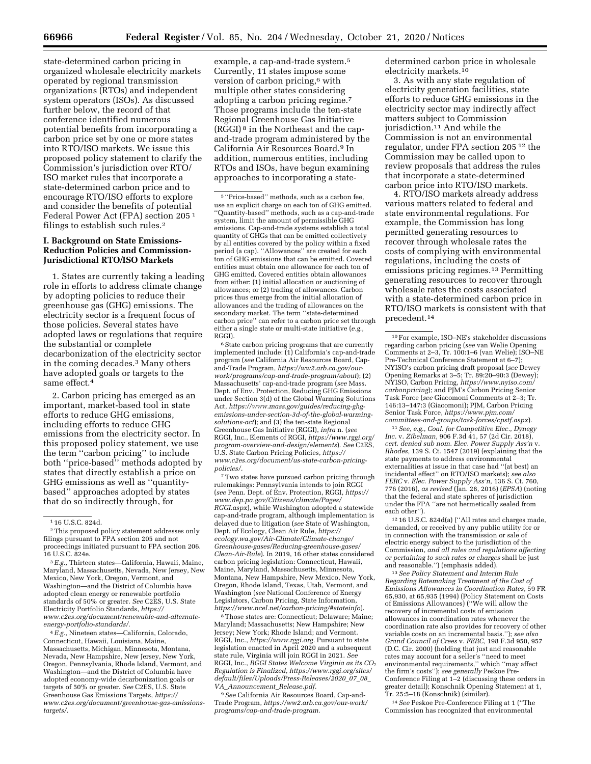state-determined carbon pricing in organized wholesale electricity markets operated by regional transmission organizations (RTOs) and independent system operators (ISOs). As discussed further below, the record of that conference identified numerous potential benefits from incorporating a carbon price set by one or more states into RTO/ISO markets. We issue this proposed policy statement to clarify the Commission's jurisdiction over RTO/ISO market rules that incorporate a state-determined carbon price and to encourage RTO/ISO efforts to explore and consider the benefits of potential Federal Power Act (FPA) section 205 [1] filings to establish such rules.[2]

## I. Background on State Emissions-Reduction Policies and Commission-Jurisdictional RTO/ISO Markets

1. States are currently taking a leading role in efforts to address climate change by adopting policies to reduce their greenhouse gas (GHG) emissions. The electricity sector is a frequent focus of those policies. Several states have adopted laws or regulations that require the substantial or complete decarbonization of the electricity sector in the coming decades.[3] Many others have adopted goals or targets to the same effect.[4]

2. Carbon pricing has emerged as an important, market-based tool in state efforts to reduce GHG emissions, including efforts to reduce GHG emissions from the electricity sector. In this proposed policy statement, we use the term "carbon pricing" to include both "price-based" methods adopted by states that directly establish a price on GHG emissions as well as "quantity-based" approaches adopted by states that do so indirectly through, for example, a cap-and-trade system.[5] Currently, 11 states impose some version of carbon pricing,[6] with multiple other states considering adopting a carbon pricing regime.[7] Those programs include the ten-state Regional Greenhouse Gas Initiative (RGGI) [8] in the Northeast and the cap-and-trade program administered by the California Air Resources Board.[9] In addition, numerous entities, including RTOs and ISOs, have begun examining approaches to incorporating a state-determined carbon price in wholesale electricity markets.[10]

3. As with any state regulation of electricity generation facilities, state efforts to reduce GHG emissions in the electricity sector may indirectly affect matters subject to Commission jurisdiction.[11] And while the Commission is not an environmental regulator, under FPA section 205 [12] the Commission may be called upon to review proposals that address the rules that incorporate a state-determined carbon price into RTO/ISO markets.

4. RTO/ISO markets already address various matters related to federal and state environmental regulations. For example, the Commission has long permitted generating resources to recover through wholesale rates the costs of complying with environmental regulations, including the costs of emissions pricing regimes.[13] Permitting generating resources to recover through wholesale rates the costs associated with a state-determined carbon price in RTO/ISO markets is consistent with that precedent.[14]

---

[1] 16 U.S.C. 824d.

[2] This proposed policy statement addresses only filings pursuant to FPA section 205 and not proceedings initiated pursuant to FPA section 206. 16 U.S.C. 824e.

[3] *E.g.,* Thirteen states—California, Hawaii, Maine, Maryland, Massachusetts, Nevada, New Jersey, New Mexico, New York, Oregon, Vermont, and Washington—and the District of Columbia have adopted clean energy or renewable portfolio standards of 50% or greater. *See* C2ES, U.S. State Electricity Portfolio Standards, *https://www.c2es.org/document/renewable-and-alternate-energy-portfolio-standards/.*

[4] *E.g.,* Nineteen states—California, Colorado, Connecticut, Hawaii, Louisiana, Maine, Massachusetts, Michigan, Minnesota, Montana, Nevada, New Hampshire, New Jersey, New York, Oregon, Pennsylvania, Rhode Island, Vermont, and Washington—and the District of Columbia have adopted economy-wide decarbonization goals or targets of 50% or greater. *See* C2ES, U.S. State Greenhouse Gas Emissions Targets, *https://www.c2es.org/document/greenhouse-gas-emissions-targets/.*

[5] "Price-based" methods, such as a carbon fee, use an explicit charge on each ton of GHG emitted. "Quantity-based" methods, such as a cap-and-trade system, limit the amount of permissible GHG emissions. Cap-and-trade systems establish a total quantity of GHGs that can be emitted collectively by all entities covered by the policy within a fixed period (a cap). "Allowances" are created for each ton of GHG emissions that can be emitted. Covered entities must obtain one allowance for each ton of GHG emitted. Covered entities obtain allowances from either: (1) initial allocation or auctioning of allowances; or (2) trading of allowances. Carbon prices thus emerge from the initial allocation of allowances and the trading of allowances on the secondary market. The term "state-determined carbon price" can refer to a carbon price set through either a single state or multi-state initiative (*e.g.,* RGGI).

[6] State carbon pricing programs that are currently implemented include: (1) California's cap-and-trade program (*see* California Air Resources Board, Cap-and-Trade Program, *https://ww2.arb.ca.gov/our-work/programs/cap-and-trade-program/about*); (2) Massachusetts' cap-and-trade program (*see* Mass. Dept. of Env. Protection, Reducing GHG Emissions under Section 3(d) of the Global Warming Solutions Act, *https://www.mass.gov/guides/reducing-ghg-emissions-under-section-3d-of-the-global-warming-solutions-act*); and (3) the ten-state Regional Greenhouse Gas Initiative (RGGI), *infra* n. (*see* RGGI, Inc., Elements of RGGI, *https://www.rggi.org/program-overview-and-design/elements*). *See* C2ES, U.S. State Carbon Pricing Policies, *https://www.c2es.org/document/us-state-carbon-pricing-policies/.*

[7] Two states have pursued carbon pricing through rulemakings: Pennsylvania intends to join RGGI (*see* Penn. Dept. of Env. Protection, RGGI, *https://www.dep.pa.gov/Citizens/climate/Pages/RGGI.aspx*), while Washington adopted a statewide cap-and-trade program, although implementation is delayed due to litigation (*see* State of Washington, Dept. of Ecology, Clean Air Rule, *https://ecology.wa.gov/Air-Climate/Climate-change/Greenhouse-gases/Reducing-greenhouse-gases/Clean-Air-Rule*). In 2019, 16 other states considered carbon pricing legislation: Connecticut, Hawaii, Maine, Maryland, Massachusetts, Minnesota, Montana, New Hampshire, New Mexico, New York, Oregon, Rhode Island, Texas, Utah, Vermont, and Washington (*see* National Conference of Energy Legislators, Carbon Pricing, State Information, *https://www.ncel.net/carbon-pricing/#stateinfo*).

[8] Those states are: Connecticut; Delaware; Maine; Maryland; Massachusetts; New Hampshire; New Jersey; New York; Rhode Island; and Vermont. RGGI, Inc., *https://www.rggi.org.* Pursuant to state legislation enacted in April 2020 and a subsequent state rule, Virginia will join RGGI in 2021. *See* RGGI, Inc., *RGGI States Welcome Virginia as its $CO_2$ Regulation is Finalized, https://www.rggi.org/sites/default/files/Uploads/Press-Releases/2020_07_08_VA_Announcement_Release.pdf.*

[9] *See* California Air Resources Board, Cap-and-Trade Program, *https://ww2.arb.ca.gov/our-work/programs/cap-and-trade-program.*

[10] For example, ISO–NE's stakeholder discussions regarding carbon pricing (*see* van Welie Opening Comments at 2–3, Tr. 100:1–6 (van Welie); ISO–NE Pre-Technical Conference Statement at 6–7); NYISO's carbon pricing draft proposal (*see* Dewey Opening Remarks at 3–5; Tr. 89:20–90:3 (Dewey); NYISO, Carbon Pricing, *https://www.nyiso.com/carbonpricing*); and PJM's Carbon Pricing Senior Task Force (*see* Giacomoni Comments at 2–3; Tr. 146:13–147:3 (Giacomoni); PJM, Carbon Pricing Senior Task Force, *https://www.pjm.com/committees-and-groups/task-forces/cpstf.aspx*).

[11] *See, e.g., Coal. for Competitive Elec., Dynegy Inc.* v. *Zibelman,* 906 F.3d 41, 57 (2d Cir. 2018), *cert. denied sub nom. Elec. Power Supply Ass'n* v. *Rhodes,* 139 S. Ct. 1547 (2019) (explaining that the state payments to address environmental externalities at issue in that case had "(at best) an incidental effect" on RTO/ISO markets); *see also FERC* v. *Elec. Power Supply Ass'n,* 136 S. Ct. 760, 776 (2016), *as revised* (Jan. 28, 2016) (*EPSA*) (noting that the federal and state spheres of jurisdiction under the FPA "are not hermetically sealed from each other").

[12] 16 U.S.C. 824d(a) ("All rates and charges made, demanded, or received by any public utility for or in connection with the transmission or sale of electric energy subject to the jurisdiction of the Commission, *and all rules and regulations affecting or pertaining to such rates or charges* shall be just and reasonable.") (emphasis added).

[13] *See Policy Statement and Interim Rule Regarding Ratemaking Treatment of the Cost of Emissions Allowances in Coordination Rates,* 59 FR 65,930, at 65,935 (1994) (Policy Statement on Costs of Emissions Allowances) ("We will allow the recovery of incremental costs of emission allowances in coordination rates whenever the coordination rate also provides for recovery of other variable costs on an incremental basis."); *see also Grand Council of Crees* v. *FERC,* 198 F.3d 950, 957 (D.C. Cir. 2000) (holding that just and reasonable rates may account for a seller's "need to meet environmental requirements," which "may affect the firm's costs"); *see generally* Peskoe Pre-Conference Filing at 1–2 (discussing these orders in greater detail); Konschnik Opening Statement at 1, Tr. 25:5–18 (Konschnik) (similar).

[14] *See* Peskoe Pre-Conference Filing at 1 ("The Commission has recognized that environmental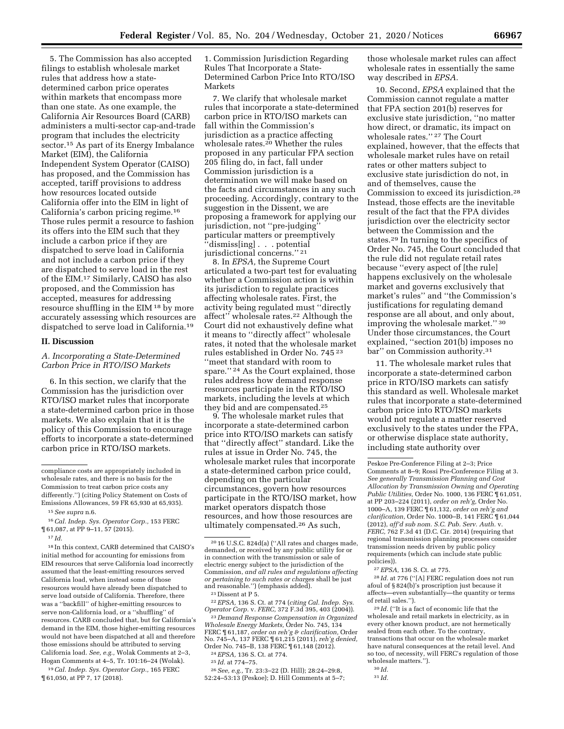5. The Commission has also accepted filings to establish wholesale market rules that address how a state-determined carbon price operates within markets that encompass more than one state. As one example, the California Air Resources Board (CARB) administers a multi-sector cap-and-trade program that includes the electricity sector.[15] As part of its Energy Imbalance Market (EIM), the California Independent System Operator (CAISO) has proposed, and the Commission has accepted, tariff provisions to address how resources located outside California offer into the EIM in light of California's carbon pricing regime.[16] Those rules permit a resource to fashion its offers into the EIM such that they include a carbon price if they are dispatched to serve load in California and not include a carbon price if they are dispatched to serve load in the rest of the EIM.[17] Similarly, CAISO has also proposed, and the Commission has accepted, measures for addressing resource shuffling in the EIM[18] by more accurately assessing which resources are dispatched to serve load in California.[19]

## II. Discussion

### A. Incorporating a State-Determined Carbon Price in RTO/ISO Markets

6. In this section, we clarify that the Commission has the jurisdiction over RTO/ISO market rules that incorporate a state-determined carbon price in those markets. We also explain that it is the policy of this Commission to encourage efforts to incorporate a state-determined carbon price in RTO/ISO markets.

#### 1. Commission Jurisdiction Regarding Rules That Incorporate a State-Determined Carbon Price Into RTO/ISO Markets

7. We clarify that wholesale market rules that incorporate a state-determined carbon price in RTO/ISO markets can fall within the Commission's jurisdiction as a practice affecting wholesale rates.[20] Whether the rules proposed in any particular FPA section 205 filing do, in fact, fall under Commission jurisdiction is a determination we will make based on the facts and circumstances in any such proceeding. Accordingly, contrary to the suggestion in the Dissent, we are proposing a framework for applying our jurisdiction, not "pre-judging" particular matters or preemptively "dismiss[ing] . . . potential jurisdictional concerns." [21]

8. In *EPSA,* the Supreme Court articulated a two-part test for evaluating whether a Commission action is within its jurisdiction to regulate practices affecting wholesale rates. First, the activity being regulated must "directly affect" wholesale rates.[22] Although the Court did not exhaustively define what it means to "directly affect" wholesale rates, it noted that the wholesale market rules established in Order No. 745[23] "meet that standard with room to spare." [24] As the Court explained, those rules address how demand response resources participate in the RTO/ISO markets, including the levels at which they bid and are compensated.[25]

9. The wholesale market rules that incorporate a state-determined carbon price into RTO/ISO markets can satisfy that "directly affect" standard. Like the rules at issue in Order No. 745, the wholesale market rules that incorporate a state-determined carbon price could, depending on the particular circumstances, govern how resources participate in the RTO/ISO market, how market operators dispatch those resources, and how those resources are ultimately compensated.[26] As such, those wholesale market rules can affect wholesale rates in essentially the same way described in *EPSA.*

10. Second, *EPSA* explained that the Commission cannot regulate a matter that FPA section 201(b) reserves for exclusive state jurisdiction, "no matter how direct, or dramatic, its impact on wholesale rates." [27] The Court explained, however, that the effects that wholesale market rules have on retail rates or other matters subject to exclusive state jurisdiction do not, in and of themselves, cause the Commission to exceed its jurisdiction.[28] Instead, those effects are the inevitable result of the fact that the FPA divides jurisdiction over the electricity sector between the Commission and the states.[29] In turning to the specifics of Order No. 745, the Court concluded that the rule did not regulate retail rates because "every aspect of [the rule] happens exclusively on the wholesale market and governs exclusively that market's rules" and "the Commission's justifications for regulating demand response are all about, and only about, improving the wholesale market." [30] Under those circumstances, the Court explained, "section 201(b) imposes no bar" on Commission authority.[31]

11. The wholesale market rules that incorporate a state-determined carbon price in RTO/ISO markets can satisfy this standard as well. Wholesale market rules that incorporate a state-determined carbon price into RTO/ISO markets would not regulate a matter reserved exclusively to the states under the FPA, or otherwise displace state authority, including state authority over

---

compliance costs are appropriately included in wholesale rates, and there is no basis for the Commission to treat carbon price costs any differently.") (citing Policy Statement on Costs of Emissions Allowances, 59 FR 65,930 at 65,935).

[15] *See supra* n.6.

[16] *Cal. Indep. Sys. Operator Corp.,* 153 FERC ¶ 61,087, at PP 9–11, 57 (2015).

[17] *Id.*

[18] In this context, CARB determined that CAISO's initial method for accounting for emissions from EIM resources that serve California load incorrectly assumed that the least-emitting resources served California load, when instead some of those resources would have already been dispatched to serve load outside of California. Therefore, there was a "backfill" of higher-emitting resources to serve non-California load, or a "shuffling" of resources. CARB concluded that, but for California's demand in the EIM, those higher-emitting resources would not have been dispatched at all and therefore those emissions should be attributed to serving California load. *See, e.g.,* Wolak Comments at 2–3, Hogan Comments at 4–5, Tr. 101:16–24 (Wolak).

[19] *Cal. Indep. Sys. Operator Corp.,* 165 FERC ¶ 61,050, at PP 7, 17 (2018).

[20] 16 U.S.C. 824d(a) ("All rates and charges made, demanded, or received by any public utility for or in connection with the transmission or sale of electric energy subject to the jurisdiction of the Commission, *and all rules and regulations affecting or pertaining to such rates or charges* shall be just and reasonable.") (emphasis added).

[21] Dissent at P 5.

[22] *EPSA,* 136 S. Ct. at 774 (*citing Cal. Indep. Sys. Operator Corp.* v. *FERC,* 372 F.3d 395, 403 (2004)).

[23] *Demand Response Compensation in Organized Wholesale Energy Markets,* Order No. 745, 134 FERC ¶ 61,187, *order on reh'g & clarification,* Order No. 745–A, 137 FERC ¶ 61,215 (2011), *reh'g denied,* Order No. 745–B, 138 FERC ¶ 61,148 (2012).

[24] *EPSA,* 136 S. Ct. at 774.

[25] *Id.* at 774–75.

[26] *See, e.g.,* Tr. 23:3–22 (D. Hill); 28:24–29:8, 52:24–53:13 (Peskoe); D. Hill Comments at 5–7; Peskoe Pre-Conference Filing at 2–3; Price Comments at 8–9; Rossi Pre-Conference Filing at 3. *See generally Transmission Planning and Cost Allocation by Transmission Owning and Operating Public Utilities,* Order No. 1000, 136 FERC ¶ 61,051, at PP 203–224 (2011), *order on reh'g,* Order No. 1000–A, 139 FERC ¶ 61,132, *order on reh'g and clarification,* Order No. 1000–B, 141 FERC ¶ 61,044 (2012), *aff'd sub nom. S.C. Pub. Serv. Auth.* v. *FERC,* 762 F.3d 41 (D.C. Cir. 2014) (requiring that regional transmission planning processes consider transmission needs driven by public policy requirements (which can include state public policies)).

[27] *EPSA,* 136 S. Ct. at 775.

[28] *Id.* at 776 ("[A] FERC regulation does not run afoul of § 824(b)'s proscription just because it affects—even substantially—the quantity or terms of retail sales.").

[29] *Id.* ("It is a fact of economic life that the wholesale and retail markets in electricity, as in every other known product, are not hermetically sealed from each other. To the contrary, transactions that occur on the wholesale market have natural consequences at the retail level. And so too, of necessity, will FERC's regulation of those wholesale matters.").

[30] *Id.*

[31] *Id.*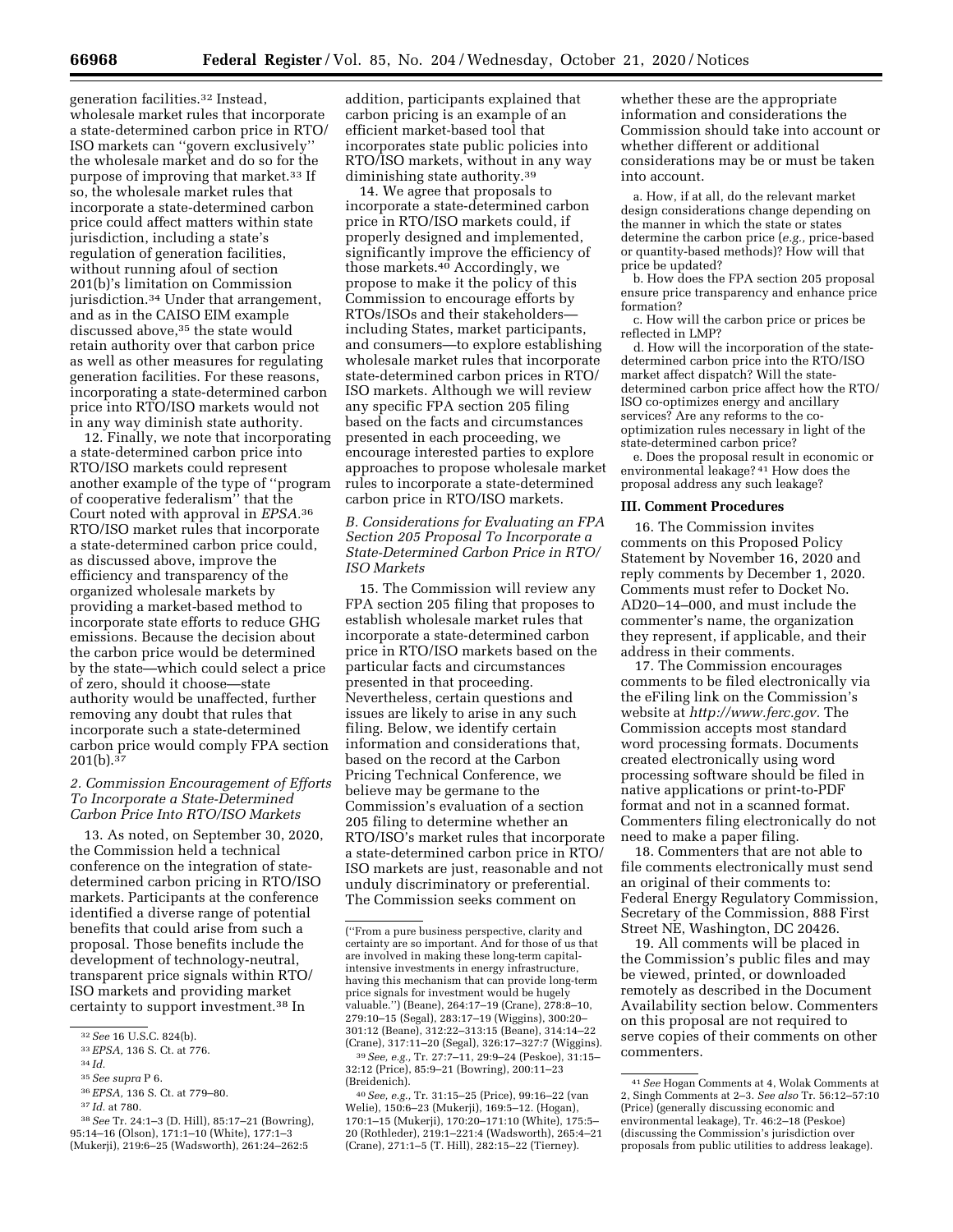generation facilities.[32] Instead, wholesale market rules that incorporate a state-determined carbon price in RTO/ISO markets can ''govern exclusively'' the wholesale market and do so for the purpose of improving that market.[33] If so, the wholesale market rules that incorporate a state-determined carbon price could affect matters within state jurisdiction, including a state's regulation of generation facilities, without running afoul of section 201(b)'s limitation on Commission jurisdiction.[34] Under that arrangement, and as in the CAISO EIM example discussed above,[35] the state would retain authority over that carbon price as well as other measures for regulating generation facilities. For these reasons, incorporating a state-determined carbon price into RTO/ISO markets would not in any way diminish state authority.

12. Finally, we note that incorporating a state-determined carbon price into RTO/ISO markets could represent another example of the type of ''program of cooperative federalism'' that the Court noted with approval in *EPSA*.[36] RTO/ISO market rules that incorporate a state-determined carbon price could, as discussed above, improve the efficiency and transparency of the organized wholesale markets by providing a market-based method to incorporate state efforts to reduce GHG emissions. Because the decision about the carbon price would be determined by the state—which could select a price of zero, should it choose—state authority would be unaffected, further removing any doubt that rules that incorporate such a state-determined carbon price would comply FPA section 201(b).[37]

### 2. Commission Encouragement of Efforts To Incorporate a State-Determined Carbon Price Into RTO/ISO Markets

13. As noted, on September 30, 2020, the Commission held a technical conference on the integration of state-determined carbon pricing in RTO/ISO markets. Participants at the conference identified a diverse range of potential benefits that could arise from such a proposal. Those benefits include the development of technology-neutral, transparent price signals within RTO/ISO markets and providing market certainty to support investment.[38] In addition, participants explained that carbon pricing is an example of an efficient market-based tool that incorporates state public policies into RTO/ISO markets, without in any way diminishing state authority.[39]

14. We agree that proposals to incorporate a state-determined carbon price in RTO/ISO markets could, if properly designed and implemented, significantly improve the efficiency of those markets.[40] Accordingly, we propose to make it the policy of this Commission to encourage efforts by RTOs/ISOs and their stakeholders—including States, market participants, and consumers—to explore establishing wholesale market rules that incorporate state-determined carbon prices in RTO/ISO markets. Although we will review any specific FPA section 205 filing based on the facts and circumstances presented in each proceeding, we encourage interested parties to explore approaches to propose wholesale market rules to incorporate a state-determined carbon price in RTO/ISO markets.

### B. Considerations for Evaluating an FPA Section 205 Proposal To Incorporate a State-Determined Carbon Price in RTO/ISO Markets

15. The Commission will review any FPA section 205 filing that proposes to establish wholesale market rules that incorporate a state-determined carbon price in RTO/ISO markets based on the particular facts and circumstances presented in that proceeding. Nevertheless, certain questions and issues are likely to arise in any such filing. Below, we identify certain information and considerations that, based on the record at the Carbon Pricing Technical Conference, we believe may be germane to the Commission's evaluation of a section 205 filing to determine whether an RTO/ISO's market rules that incorporate a state-determined carbon price in RTO/ISO markets are just, reasonable and not unduly discriminatory or preferential. The Commission seeks comment on whether these are the appropriate information and considerations the Commission should take into account or whether different or additional considerations may be or must be taken into account.

a. How, if at all, do the relevant market design considerations change depending on the manner in which the state or states determine the carbon price (*e.g.,* price-based or quantity-based methods)? How will that price be updated?

b. How does the FPA section 205 proposal ensure price transparency and enhance price formation?

c. How will the carbon price or prices be reflected in LMP?

d. How will the incorporation of the state-determined carbon price into the RTO/ISO market affect dispatch? Will the state-determined carbon price affect how the RTO/ISO co-optimizes energy and ancillary services? Are any reforms to the co-optimization rules necessary in light of the state-determined carbon price?

e. Does the proposal result in economic or environmental leakage?[41] How does the proposal address any such leakage?

## III. Comment Procedures

16. The Commission invites comments on this Proposed Policy Statement by November 16, 2020 and reply comments by December 1, 2020. Comments must refer to Docket No. AD20–14–000, and must include the commenter's name, the organization they represent, if applicable, and their address in their comments.

17. The Commission encourages comments to be filed electronically via the eFiling link on the Commission's website at *http://www.ferc.gov.* The Commission accepts most standard word processing formats. Documents created electronically using word processing software should be filed in native applications or print-to-PDF format and not in a scanned format. Commenters filing electronically do not need to make a paper filing.

18. Commenters that are not able to file comments electronically must send an original of their comments to: Federal Energy Regulatory Commission, Secretary of the Commission, 888 First Street NE, Washington, DC 20426.

19. All comments will be placed in the Commission's public files and may be viewed, printed, or downloaded remotely as described in the Document Availability section below. Commenters on this proposal are not required to serve copies of their comments on other commenters.

---

[32] *See* 16 U.S.C. 824(b).

[33] *EPSA,* 136 S. Ct. at 776.

[34] *Id.*

[35] *See supra* P 6.

[36] *EPSA,* 136 S. Ct. at 779–80.

[37] *Id.* at 780.

[38] *See* Tr. 24:1–3 (D. Hill), 85:17–21 (Bowring), 95:14–16 (Olson), 171:1–10 (White), 177:1–3 (Mukerji), 219:6–25 (Wadsworth), 261:24–262:5 (''From a pure business perspective, clarity and certainty are so important. And for those of us that are involved in making these long-term capital-intensive investments in energy infrastructure, having this mechanism that can provide long-term price signals for investment would be hugely valuable.'') (Beane), 264:17–19 (Crane), 278:8–10, 279:10–15 (Segal), 283:17–19 (Wiggins), 300:20–301:12 (Beane), 312:22–313:15 (Beane), 314:14–22 (Crane), 317:11–20 (Segal), 326:17–327:7 (Wiggins).

[39] *See, e.g.,* Tr. 27:7–11, 29:9–24 (Peskoe), 31:15–32:12 (Price), 85:9–21 (Bowring), 200:11–23 (Breidenich).

[40] *See, e.g.,* Tr. 31:15–25 (Price), 99:16–22 (van Welie), 150:6–23 (Mukerji), 169:5–12. (Hogan), 170:1–15 (Mukerji), 170:20–171:10 (White), 175:5–20 (Rothleder), 219:1–221:4 (Wadsworth), 265:4–21 (Crane), 271:1–5 (T. Hill), 282:15–22 (Tierney).

[41] *See* Hogan Comments at 4, Wolak Comments at 2, Singh Comments at 2–3. *See also* Tr. 56:12–57:10 (Price) (generally discussing economic and environmental leakage), Tr. 46:2–18 (Peskoe) (discussing the Commission's jurisdiction over proposals from public utilities to address leakage).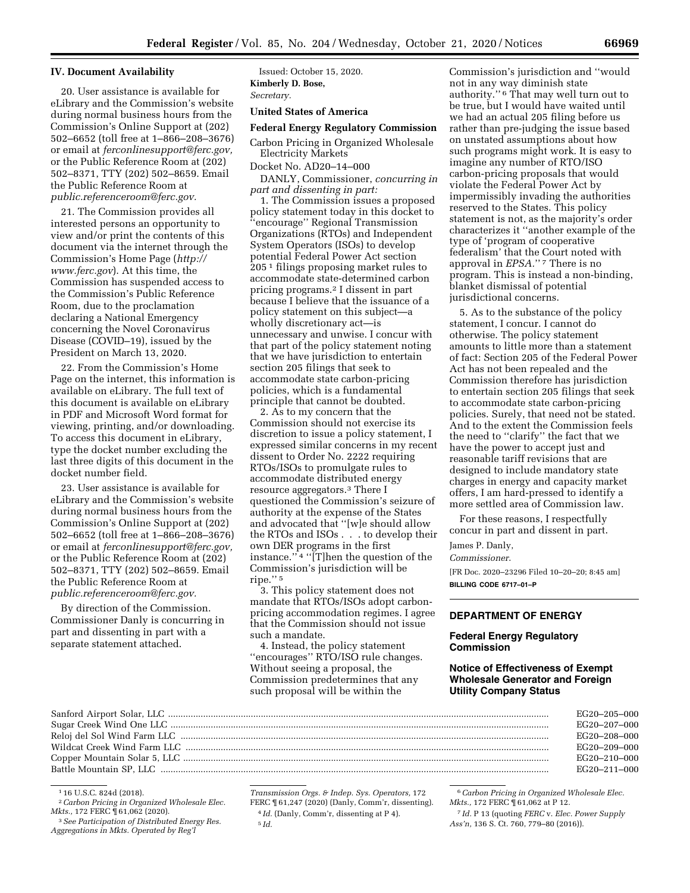## IV. Document Availability

20. User assistance is available for eLibrary and the Commission's website during normal business hours from the Commission's Online Support at (202) 502–6652 (toll free at 1–866–208–3676) or email at *ferconlinesupport@ferc.gov,* or the Public Reference Room at (202) 502–8371, TTY (202) 502–8659. Email the Public Reference Room at *public.referenceroom@ferc.gov.*

21. The Commission provides all interested persons an opportunity to view and/or print the contents of this document via the internet through the Commission's Home Page (*http://www.ferc.gov*). At this time, the Commission has suspended access to the Commission's Public Reference Room, due to the proclamation declaring a National Emergency concerning the Novel Coronavirus Disease (COVID–19), issued by the President on March 13, 2020.

22. From the Commission's Home Page on the internet, this information is available on eLibrary. The full text of this document is available on eLibrary in PDF and Microsoft Word format for viewing, printing, and/or downloading. To access this document in eLibrary, type the docket number excluding the last three digits of this document in the docket number field.

23. User assistance is available for eLibrary and the Commission's website during normal business hours from the Commission's Online Support at (202) 502–6652 (toll free at 1–866–208–3676) or email at *ferconlinesupport@ferc.gov,* or the Public Reference Room at (202) 502–8371, TTY (202) 502–8659. Email the Public Reference Room at *public.referenceroom@ferc.gov.*

By direction of the Commission. Commissioner Danly is concurring in part and dissenting in part with a separate statement attached.

Issued: October 15, 2020.

**Kimberly D. Bose,**

*Secretary.*

**United States of America**

**Federal Energy Regulatory Commission**

Carbon Pricing in Organized Wholesale Electricity Markets

Docket No. AD20–14–000

DANLY, Commissioner, *concurring in part and dissenting in part:*

1. The Commission issues a proposed policy statement today in this docket to ''encourage'' Regional Transmission Organizations (RTOs) and Independent System Operators (ISOs) to develop potential Federal Power Act section 205[1] filings proposing market rules to accommodate state-determined carbon pricing programs.[2] I dissent in part because I believe that the issuance of a policy statement on this subject—a wholly discretionary act—is unnecessary and unwise. I concur with that part of the policy statement noting that we have jurisdiction to entertain section 205 filings that seek to accommodate state carbon-pricing policies, which is a fundamental principle that cannot be doubted.

2. As to my concern that the Commission should not exercise its discretion to issue a policy statement, I expressed similar concerns in my recent dissent to Order No. 2222 requiring RTOs/ISOs to promulgate rules to accommodate distributed energy resource aggregators.[3] There I questioned the Commission's seizure of authority at the expense of the States and advocated that ''[w]e should allow the RTOs and ISOs . . . to develop their own DER programs in the first instance.''[4] ''[T]hen the question of the Commission's jurisdiction will be ripe.''[5]

3. This policy statement does not mandate that RTOs/ISOs adopt carbon-pricing accommodation regimes. I agree that the Commission should not issue such a mandate.

4. Instead, the policy statement ''encourages'' RTO/ISO rule changes. Without seeing a proposal, the Commission predetermines that any such proposal will be within the Commission's jurisdiction and ''would not in any way diminish state authority.''[6] That may well turn out to be true, but I would have waited until we had an actual 205 filing before us rather than pre-judging the issue based on unstated assumptions about how such programs might work. It is easy to imagine any number of RTO/ISO carbon-pricing proposals that would violate the Federal Power Act by impermissibly invading the authorities reserved to the States. This policy statement is not, as the majority's order characterizes it ''another example of the type of 'program of cooperative federalism' that the Court noted with approval in *EPSA.*''[7] There is no program. This is instead a non-binding, blanket dismissal of potential jurisdictional concerns.

5. As to the substance of the policy statement, I concur. I cannot do otherwise. The policy statement amounts to little more than a statement of fact: Section 205 of the Federal Power Act has not been repealed and the Commission therefore has jurisdiction to entertain section 205 filings that seek to accommodate state carbon-pricing policies. Surely, that need not be stated. And to the extent the Commission feels the need to ''clarify'' the fact that we have the power to accept just and reasonable tariff revisions that are designed to include mandatory state charges in energy and capacity market offers, I am hard-pressed to identify a more settled area of Commission law.

For these reasons, I respectfully concur in part and dissent in part.

James P. Danly,

*Commissioner.*

[FR Doc. 2020–23296 Filed 10–20–20; 8:45 am]

**BILLING CODE 6717–01–P**

---

## DEPARTMENT OF ENERGY

### Federal Energy Regulatory Commission

### Notice of Effectiveness of Exempt Wholesale Generator and Foreign Utility Company Status

| | |
|---|---|
| Sanford Airport Solar, LLC | EG20–205–000 |
| Sugar Creek Wind One LLC | EG20–207–000 |
| Reloj del Sol Wind Farm LLC | EG20–208–000 |
| Wildcat Creek Wind Farm LLC | EG20–209–000 |
| Copper Mountain Solar 5, LLC | EG20–210–000 |
| Battle Mountain SP, LLC | EG20–211–000 |

---

[1] 16 U.S.C. 824d (2018).

[2] *Carbon Pricing in Organized Wholesale Elec. Mkts.,* 172 FERC ¶ 61,062 (2020).

[3] *See Participation of Distributed Energy Res. Aggregations in Mkts. Operated by Reg'l Transmission Orgs. & Indep. Sys. Operators,* 172 FERC ¶ 61,247 (2020) (Danly, Comm'r, dissenting).

[4] *Id.* (Danly, Comm'r, dissenting at P 4).

[5] *Id.*

[6] *Carbon Pricing in Organized Wholesale Elec. Mkts.,* 172 FERC ¶ 61,062 at P 12.

[7] *Id.* P 13 (quoting *FERC* v. *Elec. Power Supply Ass'n,* 136 S. Ct. 760, 779–80 (2016)).